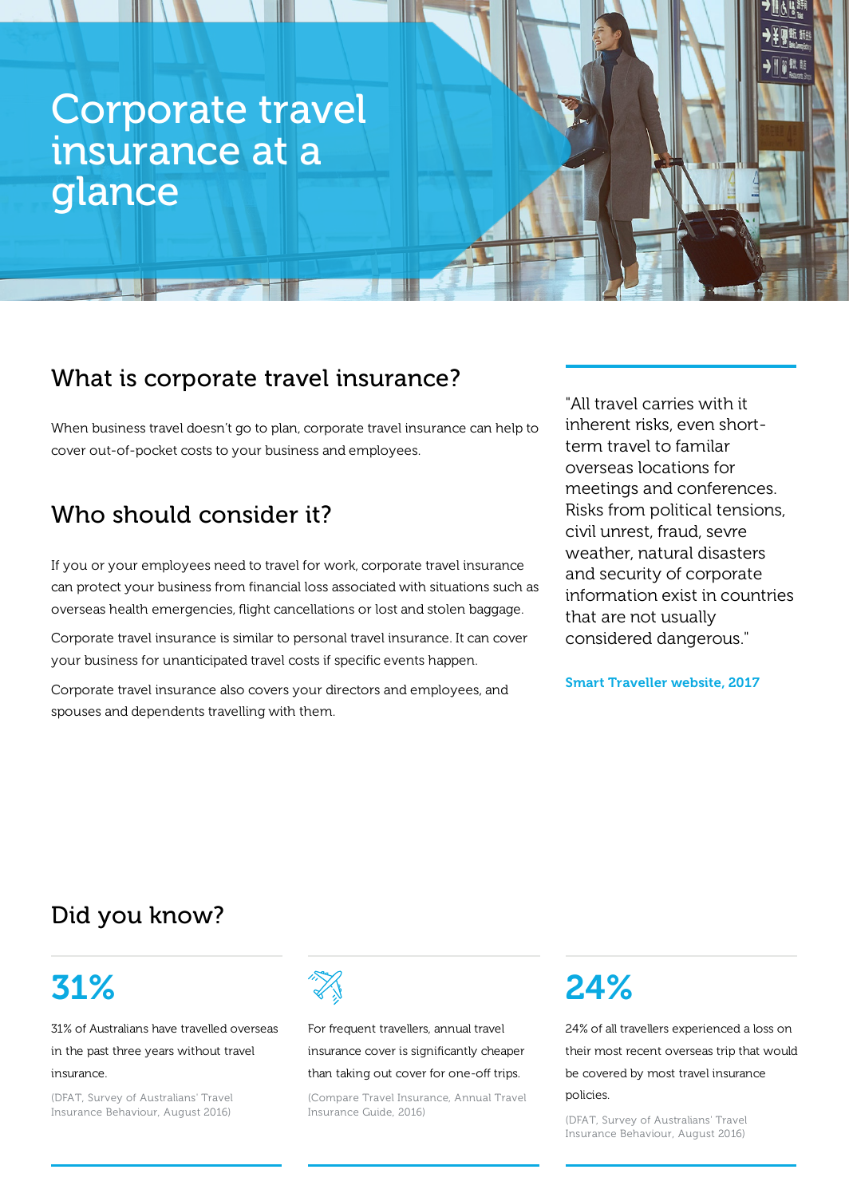# Corporate travel insurance at a glance

## What is corporate travel insurance?

When business travel doesn't go to plan, corporate travel insurance can help to cover out-of-pocket costs to your business and employees.

## Who should consider it?

If you or your employees need to travel for work, corporate travel insurance can protect your business from financial loss associated with situations such as overseas health emergencies, flight cancellations or lost and stolen baggage.

Corporate travel insurance is similar to personal travel insurance. It can cover your business for unanticipated travel costs if specific events happen.

Corporate travel insurance also covers your directors and employees, and spouses and dependents travelling with them.

> "All travel carries with it inherent risks, even short-term travel to familar overseas locations for meetings and conferences. Risks from political tensions, civil unrest, fraud, sevre weather, natural disasters and security of corporate information exist in countries that are not usually considered dangerous."
>
> **Smart Traveller website, 2017**

## Did you know?

**31%**

31% of Australians have travelled overseas in the past three years without travel insurance.

(DFAT, Survey of Australians' Travel Insurance Behaviour, August 2016)

For frequent travellers, annual travel insurance cover is significantly cheaper than taking out cover for one-off trips.

(Compare Travel Insurance, Annual Travel Insurance Guide, 2016)

**24%**

24% of all travellers experienced a loss on their most recent overseas trip that would be covered by most travel insurance policies.

(DFAT, Survey of Australians' Travel Insurance Behaviour, August 2016)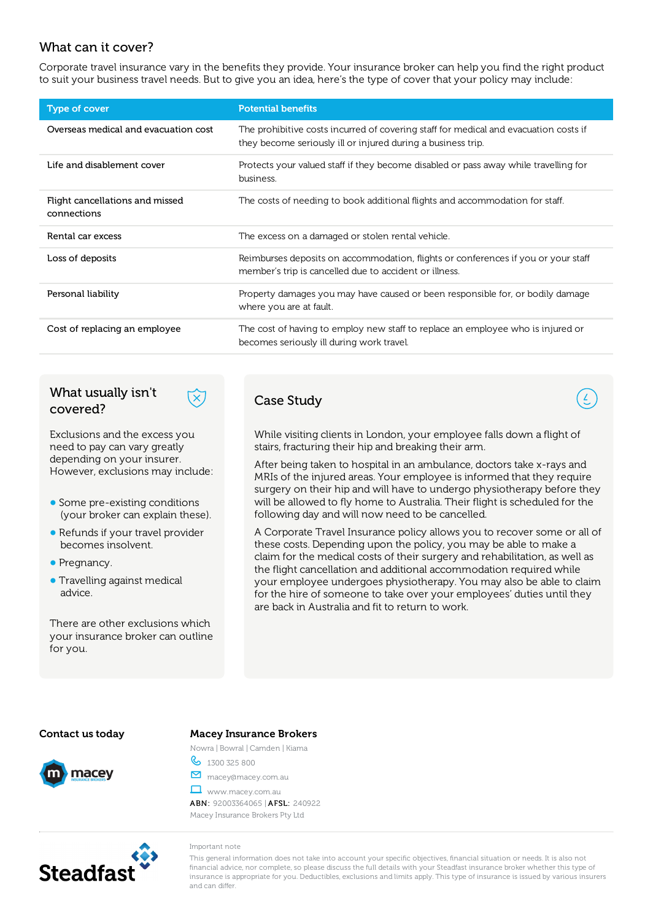## What can it cover?

Corporate travel insurance vary in the benefits they provide. Your insurance broker can help you find the right product to suit your business travel needs. But to give you an idea, here's the type of cover that your policy may include:

| Type of cover | Potential benefits |
|---|---|
| Overseas medical and evacuation cost | The prohibitive costs incurred of covering staff for medical and evacuation costs if they become seriously ill or injured during a business trip. |
| Life and disablement cover | Protects your valued staff if they become disabled or pass away while travelling for business. |
| Flight cancellations and missed connections | The costs of needing to book additional flights and accommodation for staff. |
| Rental car excess | The excess on a damaged or stolen rental vehicle. |
| Loss of deposits | Reimburses deposits on accommodation, flights or conferences if you or your staff member's trip is cancelled due to accident or illness. |
| Personal liability | Property damages you may have caused or been responsible for, or bodily damage where you are at fault. |
| Cost of replacing an employee | The cost of having to employ new staff to replace an employee who is injured or becomes seriously ill during work travel. |

### What usually isn't covered?

Exclusions and the excess you need to pay can vary greatly depending on your insurer. However, exclusions may include:

- Some pre-existing conditions (your broker can explain these).
- Refunds if your travel provider becomes insolvent.
- Pregnancy.
- Travelling against medical advice.

There are other exclusions which your insurance broker can outline for you.

### Case Study

While visiting clients in London, your employee falls down a flight of stairs, fracturing their hip and breaking their arm.

After being taken to hospital in an ambulance, doctors take x-rays and MRIs of the injured areas. Your employee is informed that they require surgery on their hip and will have to undergo physiotherapy before they will be allowed to fly home to Australia. Their flight is scheduled for the following day and will now need to be cancelled.

A Corporate Travel Insurance policy allows you to recover some or all of these costs. Depending upon the policy, you may be able to make a claim for the medical costs of their surgery and rehabilitation, as well as the flight cancellation and additional accommodation required while your employee undergoes physiotherapy. You may also be able to claim for the hire of someone to take over your employees' duties until they are back in Australia and fit to return to work.

**Contact us today**

**Macey Insurance Brokers**

Nowra | Bowral | Camden | Kiama

1300 325 800

macey@macey.com.au

www.macey.com.au

**ABN:** 92003364065 | **AFSL:** 240922

Macey Insurance Brokers Pty Ltd

Steadfast

Important note

This general information does not take into account your specific objectives, financial situation or needs. It is also not financial advice, nor complete, so please discuss the full details with your Steadfast insurance broker whether this type of insurance is appropriate for you. Deductibles, exclusions and limits apply. This type of insurance is issued by various insurers and can differ.